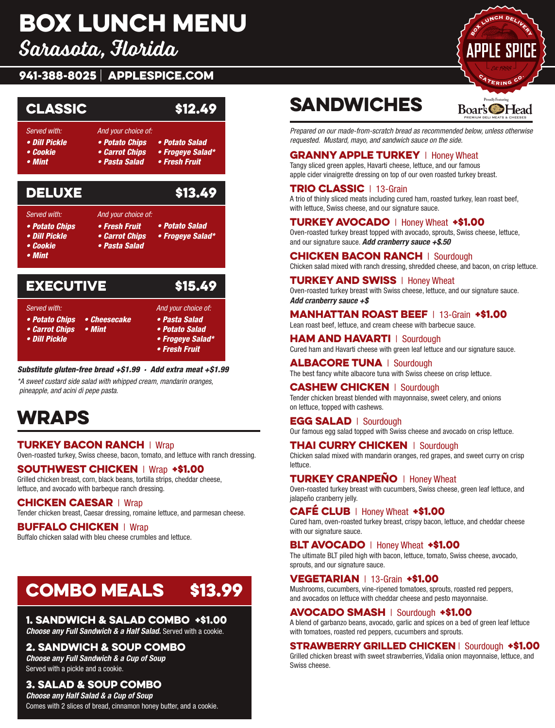# BOX LUNCH MENU

## Sarasota, Florida

**941-388-8025 | APPLESPICE.COM**

APPLE SPICE — Box Lunch Delivery Catering Co. — Est 1988

## CLASSIC $12.49

*Served with:*
- ***Dill Pickle***
- ***Cookie***
- ***Mint***

*And your choice of:*
- ***Potato Chips***
- ***Carrot Chips***
- ***Pasta Salad***
- ***Potato Salad***
- ***Frogeye Salad****
- ***Fresh Fruit***

## DELUXE $13.49

*Served with:*
- ***Potato Chips***
- ***Dill Pickle***
- ***Cookie***
- ***Mint***

*And your choice of:*
- ***Fresh Fruit***
- ***Carrot Chips***
- ***Pasta Salad***
- ***Potato Salad***
- ***Frogeye Salad****

## EXECUTIVE $15.49

*Served with:*
- ***Potato Chips***
- ***Carrot Chips***
- ***Dill Pickle***
- ***Cheesecake***
- ***Mint***

*And your choice of:*
- ***Pasta Salad***
- ***Potato Salad***
- ***Frogeye Salad****
- ***Fresh Fruit***

***Substitute gluten-free bread +$1.99 · Add extra meat +$1.99***

**A sweet custard side salad with whipped cream, mandarin oranges, pineapple, and acini di pepe pasta.*

## WRAPS

**TURKEY BACON RANCH** | Wrap
Oven-roasted turkey, Swiss cheese, bacon, tomato, and lettuce with ranch dressing.

**SOUTHWEST CHICKEN** | Wrap **+$1.00**
Grilled chicken breast, corn, black beans, tortilla strips, cheddar cheese, lettuce, and avocado with barbeque ranch dressing.

**CHICKEN CAESAR** | Wrap
Tender chicken breast, Caesar dressing, romaine lettuce, and parmesan cheese.

**BUFFALO CHICKEN** | Wrap
Buffalo chicken salad with bleu cheese crumbles and lettuce.

## COMBO MEALS $13.99

### 1. SANDWICH & SALAD COMBO +$1.00
***Choose any Full Sandwich & a Half Salad.*** Served with a cookie.

### 2. SANDWICH & SOUP COMBO
***Choose any Full Sandwich & a Cup of Soup***
Served with a pickle and a cookie.

### 3. SALAD & SOUP COMBO
***Choose any Half Salad & a Cup of Soup***
Comes with 2 slices of bread, cinnamon honey butter, and a cookie.

## SANDWICHES

Proudly Featuring Boar's Head Premium Deli Meats & Cheeses

*Prepared on our made-from-scratch bread as recommended below, unless otherwise requested. Mustard, mayo, and sandwich sauce on the side.*

**GRANNY APPLE TURKEY** | Honey Wheat
Tangy sliced green apples, Havarti cheese, lettuce, and our famous apple cider vinaigrette dressing on top of our oven roasted turkey breast.

**TRIO CLASSIC** | 13-Grain
A trio of thinly sliced meats including cured ham, roasted turkey, lean roast beef, with lettuce, Swiss cheese, and our signature sauce.

**TURKEY AVOCADO** | Honey Wheat **+$1.00**
Oven-roasted turkey breast topped with avocado, sprouts, Swiss cheese, lettuce, and our signature sauce. ***Add cranberry sauce +$.50***

**CHICKEN BACON RANCH** | Sourdough
Chicken salad mixed with ranch dressing, shredded cheese, and bacon, on crisp lettuce.

**TURKEY AND SWISS** | Honey Wheat
Oven-roasted turkey breast with Swiss cheese, lettuce, and our signature sauce.
***Add cranberry sauce +$***

**MANHATTAN ROAST BEEF** | 13-Grain **+$1.00**
Lean roast beef, lettuce, and cream cheese with barbecue sauce.

**HAM AND HAVARTI** | Sourdough
Cured ham and Havarti cheese with green leaf lettuce and our signature sauce.

**ALBACORE TUNA** | Sourdough
The best fancy white albacore tuna with Swiss cheese on crisp lettuce.

**CASHEW CHICKEN** | Sourdough
Tender chicken breast blended with mayonnaise, sweet celery, and onions on lettuce, topped with cashews.

**EGG SALAD** | Sourdough
Our famous egg salad topped with Swiss cheese and avocado on crisp lettuce.

**THAI CURRY CHICKEN** | Sourdough
Chicken salad mixed with mandarin oranges, red grapes, and sweet curry on crisp lettuce.

**TURKEY CRANPEÑO** | Honey Wheat
Oven-roasted turkey breast with cucumbers, Swiss cheese, green leaf lettuce, and jalapeño cranberry jelly.

**CAFÉ CLUB** | Honey Wheat **+$1.00**
Cured ham, oven-roasted turkey breast, crispy bacon, lettuce, and cheddar cheese with our signature sauce.

**BLT AVOCADO** | Honey Wheat **+$1.00**
The ultimate BLT piled high with bacon, lettuce, tomato, Swiss cheese, avocado, sprouts, and our signature sauce.

**VEGETARIAN** | 13-Grain **+$1.00**
Mushrooms, cucumbers, vine-ripened tomatoes, sprouts, roasted red peppers, and avocados on lettuce with cheddar cheese and pesto mayonnaise.

**AVOCADO SMASH** | Sourdough **+$1.00**
A blend of garbanzo beans, avocado, garlic and spices on a bed of green leaf lettuce with tomatoes, roasted red peppers, cucumbers and sprouts.

**STRAWBERRY GRILLED CHICKEN** | Sourdough **+$1.00**
Grilled chicken breast with sweet strawberries, Vidalia onion mayonnaise, lettuce, and Swiss cheese.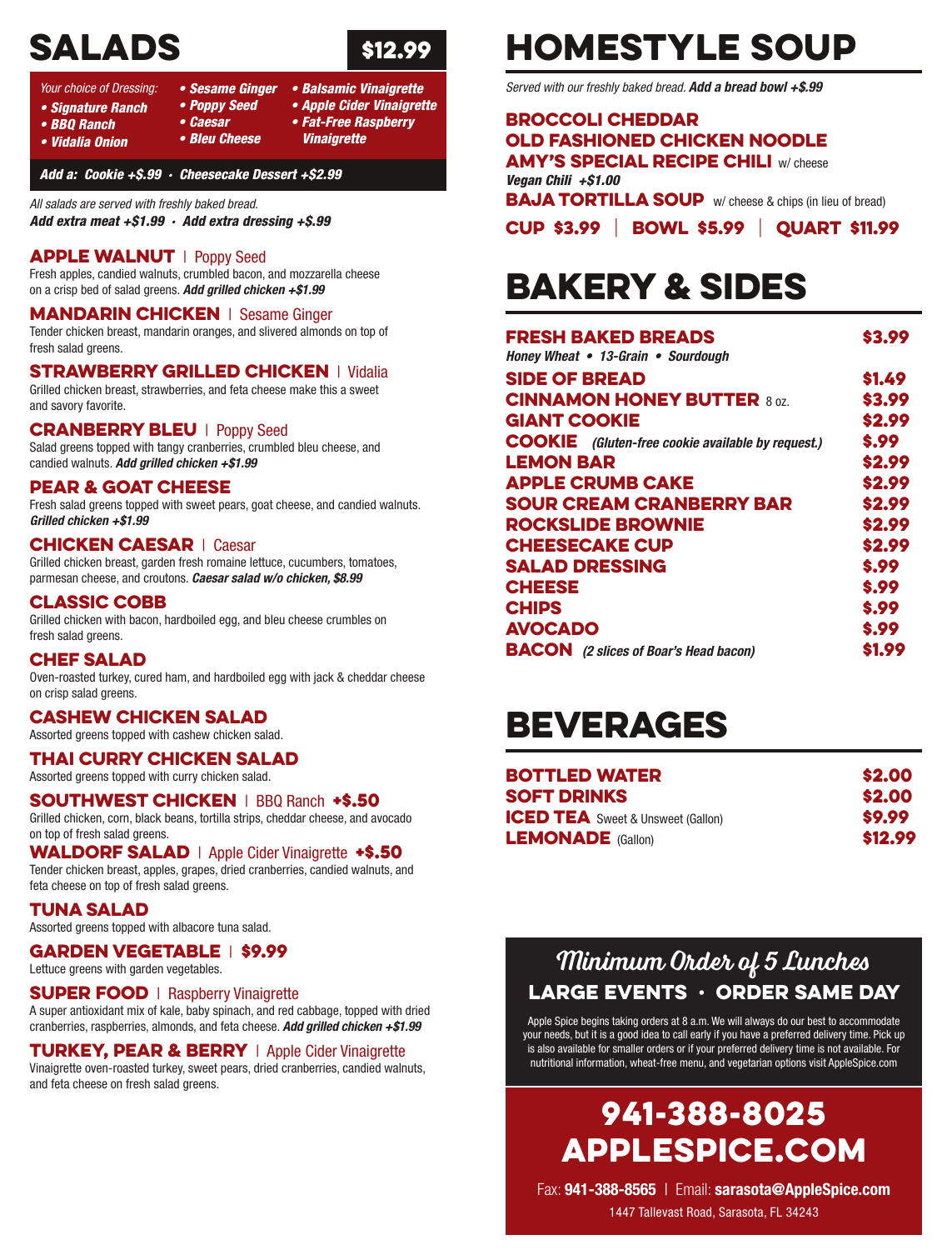# SALADS

**$12.99**

*Your choice of Dressing:*

- ***Signature Ranch***
- ***BBQ Ranch***
- ***Vidalia Onion***
- ***Sesame Ginger***
- ***Poppy Seed***
- ***Caesar***
- ***Bleu Cheese***
- ***Balsamic Vinaigrette***
- ***Apple Cider Vinaigrette***
- ***Fat-Free Raspberry Vinaigrette***

***Add a: Cookie +$.99 · Cheesecake Dessert +$2.99***

*All salads are served with freshly baked bread.*
***Add extra meat +$1.99 · Add extra dressing +$.99***

### APPLE WALNUT | Poppy Seed
Fresh apples, candied walnuts, crumbled bacon, and mozzarella cheese on a crisp bed of salad greens. ***Add grilled chicken +$1.99***

### MANDARIN CHICKEN | Sesame Ginger
Tender chicken breast, mandarin oranges, and slivered almonds on top of fresh salad greens.

### STRAWBERRY GRILLED CHICKEN | Vidalia
Grilled chicken breast, strawberries, and feta cheese make this a sweet and savory favorite.

### CRANBERRY BLEU | Poppy Seed
Salad greens topped with tangy cranberries, crumbled bleu cheese, and candied walnuts. ***Add grilled chicken +$1.99***

### PEAR & GOAT CHEESE
Fresh salad greens topped with sweet pears, goat cheese, and candied walnuts. ***Grilled chicken +$1.99***

### CHICKEN CAESAR | Caesar
Grilled chicken breast, garden fresh romaine lettuce, cucumbers, tomatoes, parmesan cheese, and croutons. ***Caesar salad w/o chicken, $8.99***

### CLASSIC COBB
Grilled chicken with bacon, hardboiled egg, and bleu cheese crumbles on fresh salad greens.

### CHEF SALAD
Oven-roasted turkey, cured ham, and hardboiled egg with jack & cheddar cheese on crisp salad greens.

### CASHEW CHICKEN SALAD
Assorted greens topped with cashew chicken salad.

### THAI CURRY CHICKEN SALAD
Assorted greens topped with curry chicken salad.

### SOUTHWEST CHICKEN | BBQ Ranch +$.50
Grilled chicken, corn, black beans, tortilla strips, cheddar cheese, and avocado on top of fresh salad greens.

### WALDORF SALAD | Apple Cider Vinaigrette +$.50
Tender chicken breast, apples, grapes, dried cranberries, candied walnuts, and feta cheese on top of fresh salad greens.

### TUNA SALAD
Assorted greens topped with albacore tuna salad.

### GARDEN VEGETABLE | $9.99
Lettuce greens with garden vegetables.

### SUPER FOOD | Raspberry Vinaigrette
A super antioxidant mix of kale, baby spinach, and red cabbage, topped with dried cranberries, raspberries, almonds, and feta cheese. ***Add grilled chicken +$1.99***

### TURKEY, PEAR & BERRY | Apple Cider Vinaigrette
Vinaigrette oven-roasted turkey, sweet pears, dried cranberries, candied walnuts, and feta cheese on fresh salad greens.

# HOMESTYLE SOUP

*Served with our freshly baked bread.* ***Add a bread bowl +$.99***

**BROCCOLI CHEDDAR**
**OLD FASHIONED CHICKEN NOODLE**
**AMY'S SPECIAL RECIPE CHILI** w/ cheese
***Vegan Chili +$1.00***
**BAJA TORTILLA SOUP** w/ cheese & chips (in lieu of bread)

**CUP $3.99 | BOWL $5.99 | QUART $11.99**

# BAKERY & SIDES

| | |
|---|---|
| **FRESH BAKED BREADS** *Honey Wheat • 13-Grain • Sourdough* | $3.99 |
| **SIDE OF BREAD** | $1.49 |
| **CINNAMON HONEY BUTTER** 8 oz. | $3.99 |
| **GIANT COOKIE** | $2.99 |
| **COOKIE** *(Gluten-free cookie available by request.)* | $.99 |
| **LEMON BAR** | $2.99 |
| **APPLE CRUMB CAKE** | $2.99 |
| **SOUR CREAM CRANBERRY BAR** | $2.99 |
| **ROCKSLIDE BROWNIE** | $2.99 |
| **CHEESECAKE CUP** | $2.99 |
| **SALAD DRESSING** | $.99 |
| **CHEESE** | $.99 |
| **CHIPS** | $.99 |
| **AVOCADO** | $.99 |
| **BACON** *(2 slices of Boar's Head bacon)* | $1.99 |

# BEVERAGES

| | |
|---|---|
| **BOTTLED WATER** | $2.00 |
| **SOFT DRINKS** | $2.00 |
| **ICED TEA** Sweet & Unsweet (Gallon) | $9.99 |
| **LEMONADE** (Gallon) | $12.99 |

## Minimum Order of 5 Lunches

**LARGE EVENTS · ORDER SAME DAY**

Apple Spice begins taking orders at 8 a.m. We will always do our best to accommodate your needs, but it is a good idea to call early if you have a preferred delivery time. Pick up is also available for smaller orders or if your preferred delivery time is not available. For nutritional information, wheat-free menu, and vegetarian options visit AppleSpice.com

## 941-388-8025
## APPLESPICE.COM

Fax: **941-388-8565** | Email: **sarasota@AppleSpice.com**

1447 Tallevast Road, Sarasota, FL 34243